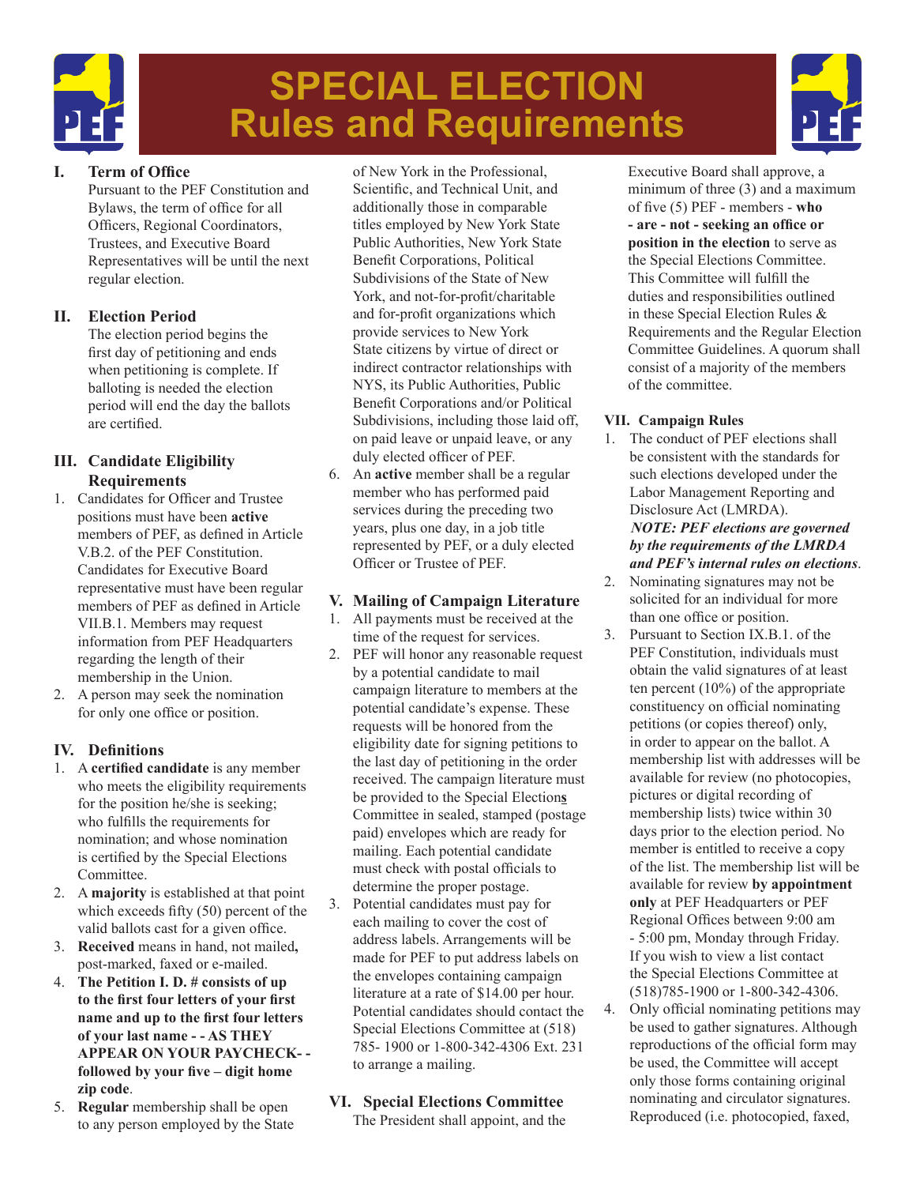# SPECIAL ELECTION Rules and Requirements

## I. Term of Office

Pursuant to the PEF Constitution and Bylaws, the term of office for all Officers, Regional Coordinators, Trustees, and Executive Board Representatives will be until the next regular election.

## II. Election Period

The election period begins the first day of petitioning and ends when petitioning is complete. If balloting is needed the election period will end the day the ballots are certified.

## III. Candidate Eligibility Requirements

1. Candidates for Officer and Trustee positions must have been **active** members of PEF, as defined in Article V.B.2. of the PEF Constitution. Candidates for Executive Board representative must have been regular members of PEF as defined in Article VII.B.1. Members may request information from PEF Headquarters regarding the length of their membership in the Union.
2. A person may seek the nomination for only one office or position.

## IV. Definitions

1. A **certified candidate** is any member who meets the eligibility requirements for the position he/she is seeking; who fulfills the requirements for nomination; and whose nomination is certified by the Special Elections Committee.
2. A **majority** is established at that point which exceeds fifty (50) percent of the valid ballots cast for a given office.
3. **Received** means in hand, not mailed**,** post-marked, faxed or e-mailed.
4. **The Petition I. D. # consists of up to the first four letters of your first name and up to the first four letters of your last name - - AS THEY APPEAR ON YOUR PAYCHECK- - followed by your five – digit home zip code**.
5. **Regular** membership shall be open to any person employed by the State of New York in the Professional, Scientific, and Technical Unit, and additionally those in comparable titles employed by New York State Public Authorities, New York State Benefit Corporations, Political Subdivisions of the State of New York, and not-for-profit/charitable and for-profit organizations which provide services to New York State citizens by virtue of direct or indirect contractor relationships with NYS, its Public Authorities, Public Benefit Corporations and/or Political Subdivisions, including those laid off, on paid leave or unpaid leave, or any duly elected officer of PEF.
6. An **active** member shall be a regular member who has performed paid services during the preceding two years, plus one day, in a job title represented by PEF, or a duly elected Officer or Trustee of PEF.

## V. Mailing of Campaign Literature

1. All payments must be received at the time of the request for services.
2. PEF will honor any reasonable request by a potential candidate to mail campaign literature to members at the potential candidate's expense. These requests will be honored from the eligibility date for signing petitions to the last day of petitioning in the order received. The campaign literature must be provided to the Special Election**s** Committee in sealed, stamped (postage paid) envelopes which are ready for mailing. Each potential candidate must check with postal officials to determine the proper postage.
3. Potential candidates must pay for each mailing to cover the cost of address labels. Arrangements will be made for PEF to put address labels on the envelopes containing campaign literature at a rate of $14.00 per hour. Potential candidates should contact the Special Elections Committee at (518) 785- 1900 or 1-800-342-4306 Ext. 231 to arrange a mailing.

## VI. Special Elections Committee

The President shall appoint, and the Executive Board shall approve, a minimum of three (3) and a maximum of five (5) PEF - members - **who - are - not - seeking an office or position in the election** to serve as the Special Elections Committee. This Committee will fulfill the duties and responsibilities outlined in these Special Election Rules & Requirements and the Regular Election Committee Guidelines. A quorum shall consist of a majority of the members of the committee.

## VII. Campaign Rules

1. The conduct of PEF elections shall be consistent with the standards for such elections developed under the Labor Management Reporting and Disclosure Act (LMRDA).
   ***NOTE: PEF elections are governed by the requirements of the LMRDA and PEF's internal rules on elections***.
2. Nominating signatures may not be solicited for an individual for more than one office or position.
3. Pursuant to Section IX.B.1. of the PEF Constitution, individuals must obtain the valid signatures of at least ten percent (10%) of the appropriate constituency on official nominating petitions (or copies thereof) only, in order to appear on the ballot. A membership list with addresses will be available for review (no photocopies, pictures or digital recording of membership lists) twice within 30 days prior to the election period. No member is entitled to receive a copy of the list. The membership list will be available for review **by appointment only** at PEF Headquarters or PEF Regional Offices between 9:00 am - 5:00 pm, Monday through Friday. If you wish to view a list contact the Special Elections Committee at (518)785-1900 or 1-800-342-4306.
4. Only official nominating petitions may be used to gather signatures. Although reproductions of the official form may be used, the Committee will accept only those forms containing original nominating and circulator signatures. Reproduced (i.e. photocopied, faxed,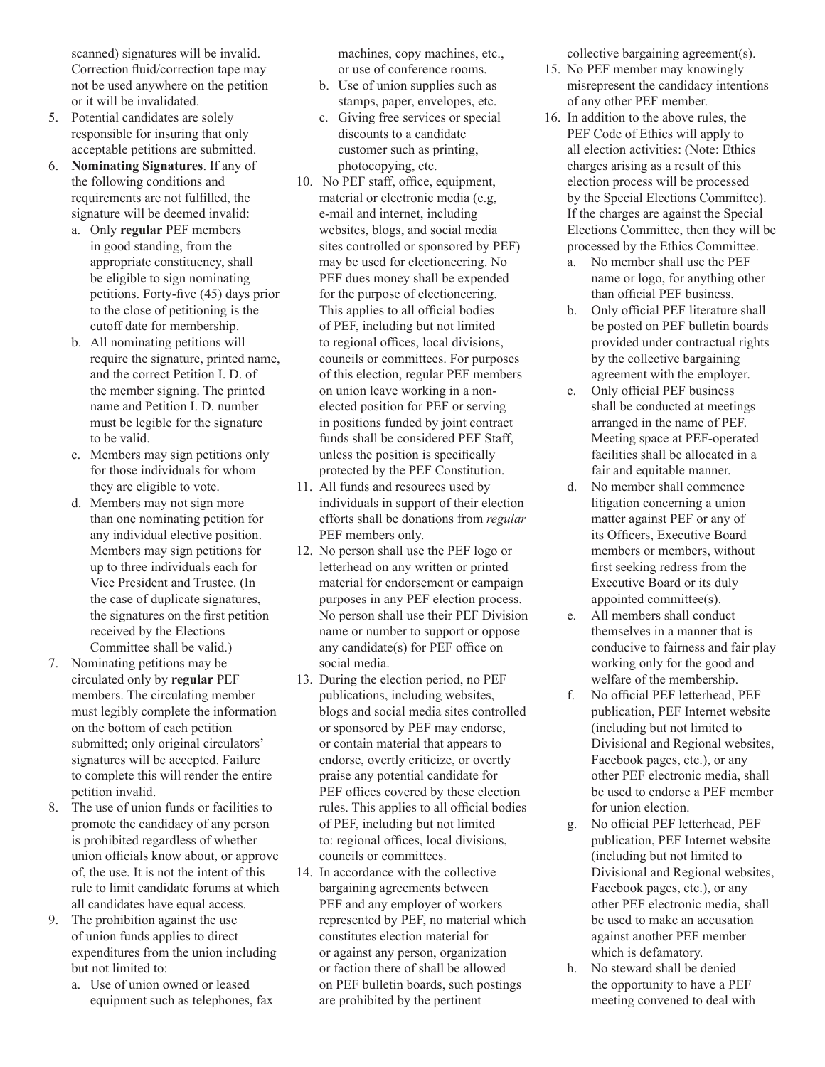scanned) signatures will be invalid. Correction fluid/correction tape may not be used anywhere on the petition or it will be invalidated.

5. Potential candidates are solely responsible for insuring that only acceptable petitions are submitted.
6. **Nominating Signatures**. If any of the following conditions and requirements are not fulfilled, the signature will be deemed invalid:
   a. Only **regular** PEF members in good standing, from the appropriate constituency, shall be eligible to sign nominating petitions. Forty-five (45) days prior to the close of petitioning is the cutoff date for membership.
   b. All nominating petitions will require the signature, printed name, and the correct Petition I. D. of the member signing. The printed name and Petition I. D. number must be legible for the signature to be valid.
   c. Members may sign petitions only for those individuals for whom they are eligible to vote.
   d. Members may not sign more than one nominating petition for any individual elective position. Members may sign petitions for up to three individuals each for Vice President and Trustee. (In the case of duplicate signatures, the signatures on the first petition received by the Elections Committee shall be valid.)
7. Nominating petitions may be circulated only by **regular** PEF members. The circulating member must legibly complete the information on the bottom of each petition submitted; only original circulators' signatures will be accepted. Failure to complete this will render the entire petition invalid.
8. The use of union funds or facilities to promote the candidacy of any person is prohibited regardless of whether union officials know about, or approve of, the use. It is not the intent of this rule to limit candidate forums at which all candidates have equal access.
9. The prohibition against the use of union funds applies to direct expenditures from the union including but not limited to:
   a. Use of union owned or leased equipment such as telephones, fax machines, copy machines, etc., or use of conference rooms.
   b. Use of union supplies such as stamps, paper, envelopes, etc.
   c. Giving free services or special discounts to a candidate customer such as printing, photocopying, etc.
10. No PEF staff, office, equipment, material or electronic media (e.g, e-mail and internet, including websites, blogs, and social media sites controlled or sponsored by PEF) may be used for electioneering. No PEF dues money shall be expended for the purpose of electioneering. This applies to all official bodies of PEF, including but not limited to regional offices, local divisions, councils or committees. For purposes of this election, regular PEF members on union leave working in a non-elected position for PEF or serving in positions funded by joint contract funds shall be considered PEF Staff, unless the position is specifically protected by the PEF Constitution.
11. All funds and resources used by individuals in support of their election efforts shall be donations from *regular* PEF members only.
12. No person shall use the PEF logo or letterhead on any written or printed material for endorsement or campaign purposes in any PEF election process. No person shall use their PEF Division name or number to support or oppose any candidate(s) for PEF office on social media.
13. During the election period, no PEF publications, including websites, blogs and social media sites controlled or sponsored by PEF may endorse, or contain material that appears to endorse, overtly criticize, or overtly praise any potential candidate for PEF offices covered by these election rules. This applies to all official bodies of PEF, including but not limited to: regional offices, local divisions, councils or committees.
14. In accordance with the collective bargaining agreements between PEF and any employer of workers represented by PEF, no material which constitutes election material for or against any person, organization or faction there of shall be allowed on PEF bulletin boards, such postings are prohibited by the pertinent collective bargaining agreement(s).
15. No PEF member may knowingly misrepresent the candidacy intentions of any other PEF member.
16. In addition to the above rules, the PEF Code of Ethics will apply to all election activities: (Note: Ethics charges arising as a result of this election process will be processed by the Special Elections Committee). If the charges are against the Special Elections Committee, then they will be processed by the Ethics Committee.
   a. No member shall use the PEF name or logo, for anything other than official PEF business.
   b. Only official PEF literature shall be posted on PEF bulletin boards provided under contractual rights by the collective bargaining agreement with the employer.
   c. Only official PEF business shall be conducted at meetings arranged in the name of PEF. Meeting space at PEF-operated facilities shall be allocated in a fair and equitable manner.
   d. No member shall commence litigation concerning a union matter against PEF or any of its Officers, Executive Board members or members, without first seeking redress from the Executive Board or its duly appointed committee(s).
   e. All members shall conduct themselves in a manner that is conducive to fairness and fair play working only for the good and welfare of the membership.
   f. No official PEF letterhead, PEF publication, PEF Internet website (including but not limited to Divisional and Regional websites, Facebook pages, etc.), or any other PEF electronic media, shall be used to endorse a PEF member for union election.
   g. No official PEF letterhead, PEF publication, PEF Internet website (including but not limited to Divisional and Regional websites, Facebook pages, etc.), or any other PEF electronic media, shall be used to make an accusation against another PEF member which is defamatory.
   h. No steward shall be denied the opportunity to have a PEF meeting convened to deal with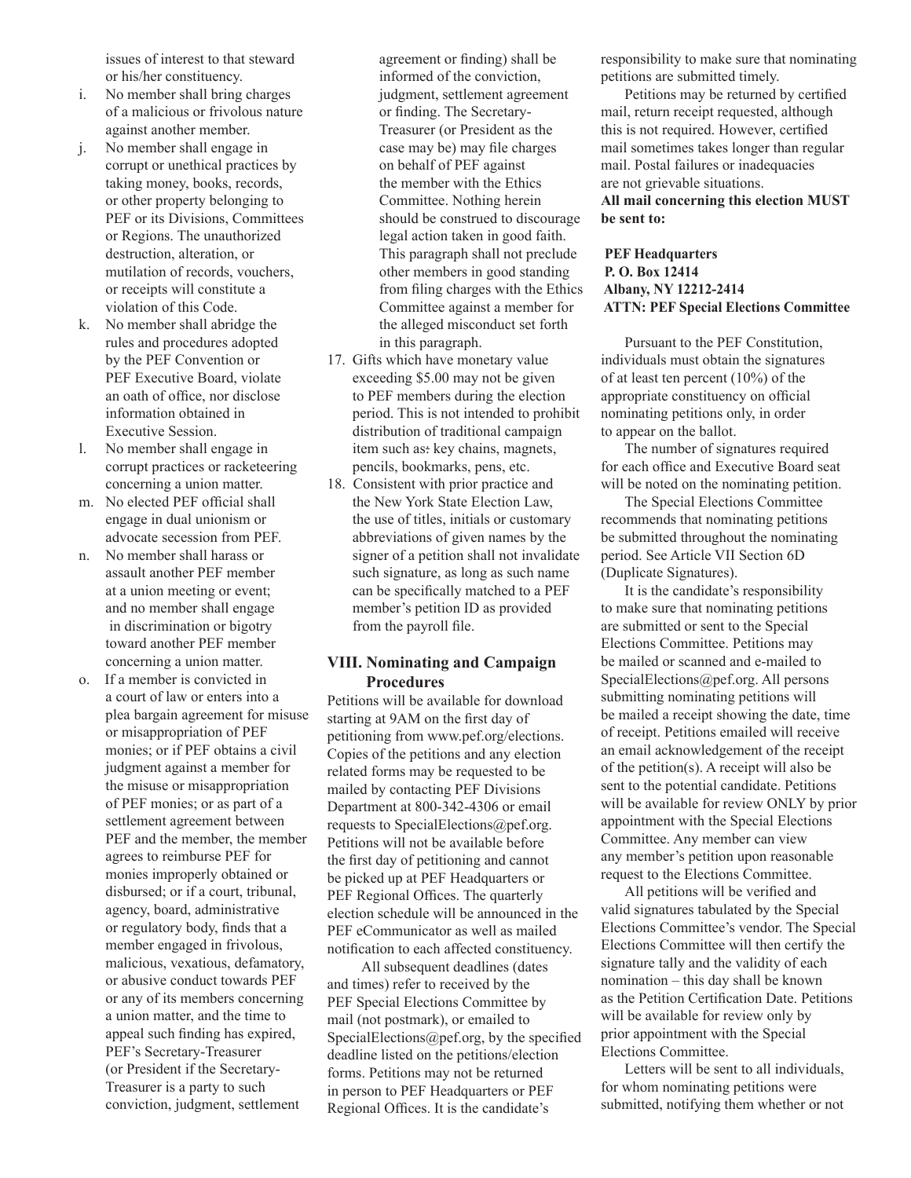issues of interest to that steward or his/her constituency.

i. No member shall bring charges of a malicious or frivolous nature against another member.

j. No member shall engage in corrupt or unethical practices by taking money, books, records, or other property belonging to PEF or its Divisions, Committees or Regions. The unauthorized destruction, alteration, or mutilation of records, vouchers, or receipts will constitute a violation of this Code.

k. No member shall abridge the rules and procedures adopted by the PEF Convention or PEF Executive Board, violate an oath of office, nor disclose information obtained in Executive Session.

l. No member shall engage in corrupt practices or racketeering concerning a union matter.

m. No elected PEF official shall engage in dual unionism or advocate secession from PEF.

n. No member shall harass or assault another PEF member at a union meeting or event; and no member shall engage in discrimination or bigotry toward another PEF member concerning a union matter.

o. If a member is convicted in a court of law or enters into a plea bargain agreement for misuse or misappropriation of PEF monies; or if PEF obtains a civil judgment against a member for the misuse or misappropriation of PEF monies; or as part of a settlement agreement between PEF and the member, the member agrees to reimburse PEF for monies improperly obtained or disbursed; or if a court, tribunal, agency, board, administrative or regulatory body, finds that a member engaged in frivolous, malicious, vexatious, defamatory, or abusive conduct towards PEF or any of its members concerning a union matter, and the time to appeal such finding has expired, PEF's Secretary-Treasurer (or President if the Secretary-Treasurer is a party to such conviction, judgment, settlement agreement or finding) shall be informed of the conviction, judgment, settlement agreement or finding. The Secretary-Treasurer (or President as the case may be) may file charges on behalf of PEF against the member with the Ethics Committee. Nothing herein should be construed to discourage legal action taken in good faith. This paragraph shall not preclude other members in good standing from filing charges with the Ethics Committee against a member for the alleged misconduct set forth in this paragraph.

17. Gifts which have monetary value exceeding $5.00 may not be given to PEF members during the election period. This is not intended to prohibit distribution of traditional campaign item such as: key chains, magnets, pencils, bookmarks, pens, etc.

18. Consistent with prior practice and the New York State Election Law, the use of titles, initials or customary abbreviations of given names by the signer of a petition shall not invalidate such signature, as long as such name can be specifically matched to a PEF member's petition ID as provided from the payroll file.

## VIII. Nominating and Campaign Procedures

Petitions will be available for download starting at 9AM on the first day of petitioning from www.pef.org/elections. Copies of the petitions and any election related forms may be requested to be mailed by contacting PEF Divisions Department at 800-342-4306 or email requests to SpecialElections@pef.org. Petitions will not be available before the first day of petitioning and cannot be picked up at PEF Headquarters or PEF Regional Offices. The quarterly election schedule will be announced in the PEF eCommunicator as well as mailed notification to each affected constituency.

All subsequent deadlines (dates and times) refer to received by the PEF Special Elections Committee by mail (not postmark), or emailed to SpecialElections@pef.org, by the specified deadline listed on the petitions/election forms. Petitions may not be returned in person to PEF Headquarters or PEF Regional Offices. It is the candidate's responsibility to make sure that nominating petitions are submitted timely.

Petitions may be returned by certified mail, return receipt requested, although this is not required. However, certified mail sometimes takes longer than regular mail. Postal failures or inadequacies are not grievable situations.

**All mail concerning this election MUST be sent to:**

**PEF Headquarters**
**P. O. Box 12414**
**Albany, NY 12212-2414**
**ATTN: PEF Special Elections Committee**

Pursuant to the PEF Constitution, individuals must obtain the signatures of at least ten percent (10%) of the appropriate constituency on official nominating petitions only, in order to appear on the ballot.

The number of signatures required for each office and Executive Board seat will be noted on the nominating petition.

The Special Elections Committee recommends that nominating petitions be submitted throughout the nominating period. See Article VII Section 6D (Duplicate Signatures).

It is the candidate's responsibility to make sure that nominating petitions are submitted or sent to the Special Elections Committee. Petitions may be mailed or scanned and e-mailed to SpecialElections@pef.org. All persons submitting nominating petitions will be mailed a receipt showing the date, time of receipt. Petitions emailed will receive an email acknowledgement of the receipt of the petition(s). A receipt will also be sent to the potential candidate. Petitions will be available for review ONLY by prior appointment with the Special Elections Committee. Any member can view any member's petition upon reasonable request to the Elections Committee.

All petitions will be verified and valid signatures tabulated by the Special Elections Committee's vendor. The Special Elections Committee will then certify the signature tally and the validity of each nomination – this day shall be known as the Petition Certification Date. Petitions will be available for review only by prior appointment with the Special Elections Committee.

Letters will be sent to all individuals, for whom nominating petitions were submitted, notifying them whether or not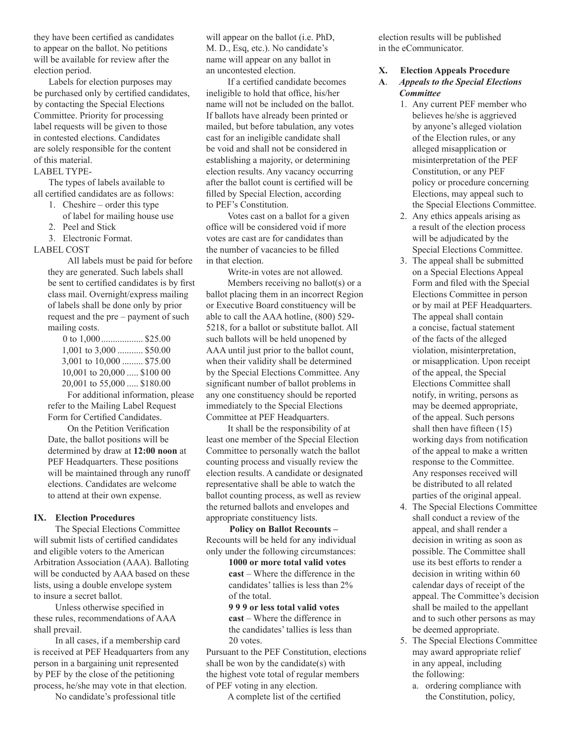they have been certified as candidates to appear on the ballot. No petitions will be available for review after the election period.

Labels for election purposes may be purchased only by certified candidates, by contacting the Special Elections Committee. Priority for processing label requests will be given to those in contested elections. Candidates are solely responsible for the content of this material.

LABEL TYPE-

The types of labels available to all certified candidates are as follows:

1. Cheshire – order this type of label for mailing house use
2. Peel and Stick
3. Electronic Format.

LABEL COST

All labels must be paid for before they are generated. Such labels shall be sent to certified candidates is by first class mail. Overnight/express mailing of labels shall be done only by prior request and the pre – payment of such mailing costs.

0 to 1,000 .................. $25.00
1,001 to 3,000 ........... $50.00
3,001 to 10,000 ......... $75.00
10,001 to 20,000 ..... $100 00
20,001 to 55,000 ..... $180.00

For additional information, please refer to the Mailing Label Request Form for Certified Candidates.

On the Petition Verification Date, the ballot positions will be determined by draw at **12:00 noon** at PEF Headquarters. These positions will be maintained through any runoff elections. Candidates are welcome to attend at their own expense.

## IX. Election Procedures

The Special Elections Committee will submit lists of certified candidates and eligible voters to the American Arbitration Association (AAA). Balloting will be conducted by AAA based on these lists, using a double envelope system to insure a secret ballot.

Unless otherwise specified in these rules, recommendations of AAA shall prevail.

In all cases, if a membership card is received at PEF Headquarters from any person in a bargaining unit represented by PEF by the close of the petitioning process, he/she may vote in that election.

No candidate's professional title will appear on the ballot (i.e. PhD, M. D., Esq, etc.). No candidate's name will appear on any ballot in an uncontested election.

If a certified candidate becomes ineligible to hold that office, his/her name will not be included on the ballot. If ballots have already been printed or mailed, but before tabulation, any votes cast for an ineligible candidate shall be void and shall not be considered in establishing a majority, or determining election results. Any vacancy occurring after the ballot count is certified will be filled by Special Election, according to PEF's Constitution.

Votes cast on a ballot for a given office will be considered void if more votes are cast are for candidates than the number of vacancies to be filled in that election.

Write-in votes are not allowed.

Members receiving no ballot(s) or a ballot placing them in an incorrect Region or Executive Board constituency will be able to call the AAA hotline, (800) 529-5218, for a ballot or substitute ballot. All such ballots will be held unopened by AAA until just prior to the ballot count, when their validity shall be determined by the Special Elections Committee. Any significant number of ballot problems in any one constituency should be reported immediately to the Special Elections Committee at PEF Headquarters.

It shall be the responsibility of at least one member of the Special Election Committee to personally watch the ballot counting process and visually review the election results. A candidate or designated representative shall be able to watch the ballot counting process, as well as review the returned ballots and envelopes and appropriate constituency lists.

**Policy on Ballot Recounts –** Recounts will be held for any individual only under the following circumstances:

**1000 or more total valid votes cast** – Where the difference in the candidates' tallies is less than 2% of the total.

**9 9 9 or less total valid votes cast** – Where the difference in the candidates' tallies is less than 20 votes.

Pursuant to the PEF Constitution, elections shall be won by the candidate(s) with the highest vote total of regular members of PEF voting in any election.

A complete list of the certified election results will be published in the eCommunicator.

## X. Election Appeals Procedure

### A. *Appeals to the Special Elections Committee*

1. Any current PEF member who believes he/she is aggrieved by anyone's alleged violation of the Election rules, or any alleged misapplication or misinterpretation of the PEF Constitution, or any PEF policy or procedure concerning Elections, may appeal such to the Special Elections Committee.
2. Any ethics appeals arising as a result of the election process will be adjudicated by the Special Elections Committee.
3. The appeal shall be submitted on a Special Elections Appeal Form and filed with the Special Elections Committee in person or by mail at PEF Headquarters. The appeal shall contain a concise, factual statement of the facts of the alleged violation, misinterpretation, or misapplication. Upon receipt of the appeal, the Special Elections Committee shall notify, in writing, persons as may be deemed appropriate, of the appeal. Such persons shall then have fifteen (15) working days from notification of the appeal to make a written response to the Committee. Any responses received will be distributed to all related parties of the original appeal.
4. The Special Elections Committee shall conduct a review of the appeal, and shall render a decision in writing as soon as possible. The Committee shall use its best efforts to render a decision in writing within 60 calendar days of receipt of the appeal. The Committee's decision shall be mailed to the appellant and to such other persons as may be deemed appropriate.
5. The Special Elections Committee may award appropriate relief in any appeal, including the following:
   a. ordering compliance with the Constitution, policy,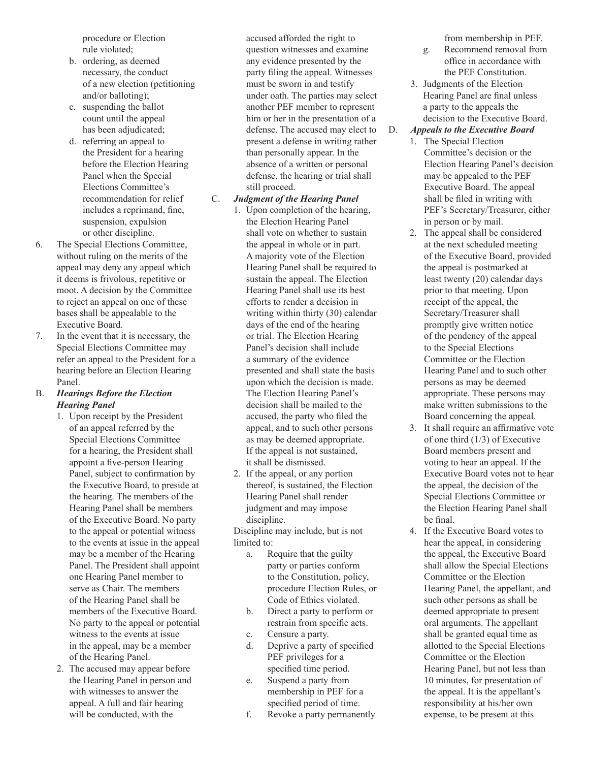procedure or Election rule violated;

b. ordering, as deemed necessary, the conduct of a new election (petitioning and/or balloting);
c. suspending the ballot count until the appeal has been adjudicated;
d. referring an appeal to the President for a hearing before the Election Hearing Panel when the Special Elections Committee's recommendation for relief includes a reprimand, fine, suspension, expulsion or other discipline.

6. The Special Elections Committee, without ruling on the merits of the appeal may deny any appeal which it deems is frivolous, repetitive or moot. A decision by the Committee to reject an appeal on one of these bases shall be appealable to the Executive Board.
7. In the event that it is necessary, the Special Elections Committee may refer an appeal to the President for a hearing before an Election Hearing Panel.

B. ***Hearings Before the Election Hearing Panel***

1. Upon receipt by the President of an appeal referred by the Special Elections Committee for a hearing, the President shall appoint a five-person Hearing Panel, subject to confirmation by the Executive Board, to preside at the hearing. The members of the Hearing Panel shall be members of the Executive Board. No party to the appeal or potential witness to the events at issue in the appeal may be a member of the Hearing Panel. The President shall appoint one Hearing Panel member to serve as Chair. The members of the Hearing Panel shall be members of the Executive Board. No party to the appeal or potential witness to the events at issue in the appeal, may be a member of the Hearing Panel.
2. The accused may appear before the Hearing Panel in person and with witnesses to answer the appeal. A full and fair hearing will be conducted, with the accused afforded the right to question witnesses and examine any evidence presented by the party filing the appeal. Witnesses must be sworn in and testify under oath. The parties may select another PEF member to represent him or her in the presentation of a defense. The accused may elect to present a defense in writing rather than personally appear. In the absence of a written or personal defense, the hearing or trial shall still proceed.

C. ***Judgment of the Hearing Panel***

1. Upon completion of the hearing, the Election Hearing Panel shall vote on whether to sustain the appeal in whole or in part. A majority vote of the Election Hearing Panel shall be required to sustain the appeal. The Election Hearing Panel shall use its best efforts to render a decision in writing within thirty (30) calendar days of the end of the hearing or trial. The Election Hearing Panel's decision shall include a summary of the evidence presented and shall state the basis upon which the decision is made. The Election Hearing Panel's decision shall be mailed to the accused, the party who filed the appeal, and to such other persons as may be deemed appropriate. If the appeal is not sustained, it shall be dismissed.
2. If the appeal, or any portion thereof, is sustained, the Election Hearing Panel shall render judgment and may impose discipline.

Discipline may include, but is not limited to:

a. Require that the guilty party or parties conform to the Constitution, policy, procedure Election Rules, or Code of Ethics violated.
b. Direct a party to perform or restrain from specific acts.
c. Censure a party.
d. Deprive a party of specified PEF privileges for a specified time period.
e. Suspend a party from membership in PEF for a specified period of time.
f. Revoke a party permanently from membership in PEF.
g. Recommend removal from office in accordance with the PEF Constitution.

3. Judgments of the Election Hearing Panel are final unless a party to the appeals the decision to the Executive Board.

D. ***Appeals to the Executive Board***

1. The Special Election Committee's decision or the Election Hearing Panel's decision may be appealed to the PEF Executive Board. The appeal shall be filed in writing with PEF's Secretary/Treasurer, either in person or by mail.
2. The appeal shall be considered at the next scheduled meeting of the Executive Board, provided the appeal is postmarked at least twenty (20) calendar days prior to that meeting. Upon receipt of the appeal, the Secretary/Treasurer shall promptly give written notice of the pendency of the appeal to the Special Elections Committee or the Election Hearing Panel and to such other persons as may be deemed appropriate. These persons may make written submissions to the Board concerning the appeal.
3. It shall require an affirmative vote of one third (1/3) of Executive Board members present and voting to hear an appeal. If the Executive Board votes not to hear the appeal, the decision of the Special Elections Committee or the Election Hearing Panel shall be final.
4. If the Executive Board votes to hear the appeal, in considering the appeal, the Executive Board shall allow the Special Elections Committee or the Election Hearing Panel, the appellant, and such other persons as shall be deemed appropriate to present oral arguments. The appellant shall be granted equal time as allotted to the Special Elections Committee or the Election Hearing Panel, but not less than 10 minutes, for presentation of the appeal. It is the appellant's responsibility at his/her own expense, to be present at this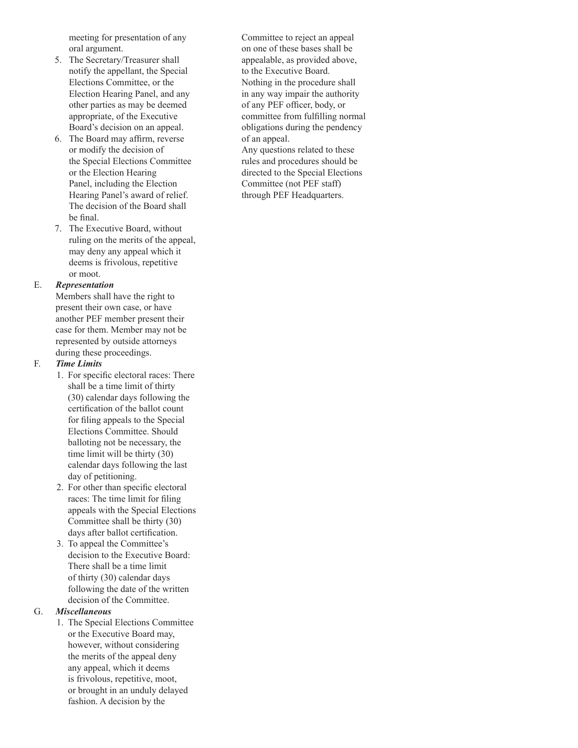meeting for presentation of any oral argument.

5. The Secretary/Treasurer shall notify the appellant, the Special Elections Committee, or the Election Hearing Panel, and any other parties as may be deemed appropriate, of the Executive Board's decision on an appeal.
6. The Board may affirm, reverse or modify the decision of the Special Elections Committee or the Election Hearing Panel, including the Election Hearing Panel's award of relief. The decision of the Board shall be final.
7. The Executive Board, without ruling on the merits of the appeal, may deny any appeal which it deems is frivolous, repetitive or moot.

E. ***Representation***

Members shall have the right to present their own case, or have another PEF member present their case for them. Member may not be represented by outside attorneys during these proceedings.

F. ***Time Limits***

1. For specific electoral races: There shall be a time limit of thirty (30) calendar days following the certification of the ballot count for filing appeals to the Special Elections Committee. Should balloting not be necessary, the time limit will be thirty (30) calendar days following the last day of petitioning.
2. For other than specific electoral races: The time limit for filing appeals with the Special Elections Committee shall be thirty (30) days after ballot certification.
3. To appeal the Committee's decision to the Executive Board: There shall be a time limit of thirty (30) calendar days following the date of the written decision of the Committee.

G. ***Miscellaneous***

1. The Special Elections Committee or the Executive Board may, however, without considering the merits of the appeal deny any appeal, which it deems is frivolous, repetitive, moot, or brought in an unduly delayed fashion. A decision by the Committee to reject an appeal on one of these bases shall be appealable, as provided above, to the Executive Board.

Nothing in the procedure shall in any way impair the authority of any PEF officer, body, or committee from fulfilling normal obligations during the pendency of an appeal.

Any questions related to these rules and procedures should be directed to the Special Elections Committee (not PEF staff) through PEF Headquarters.